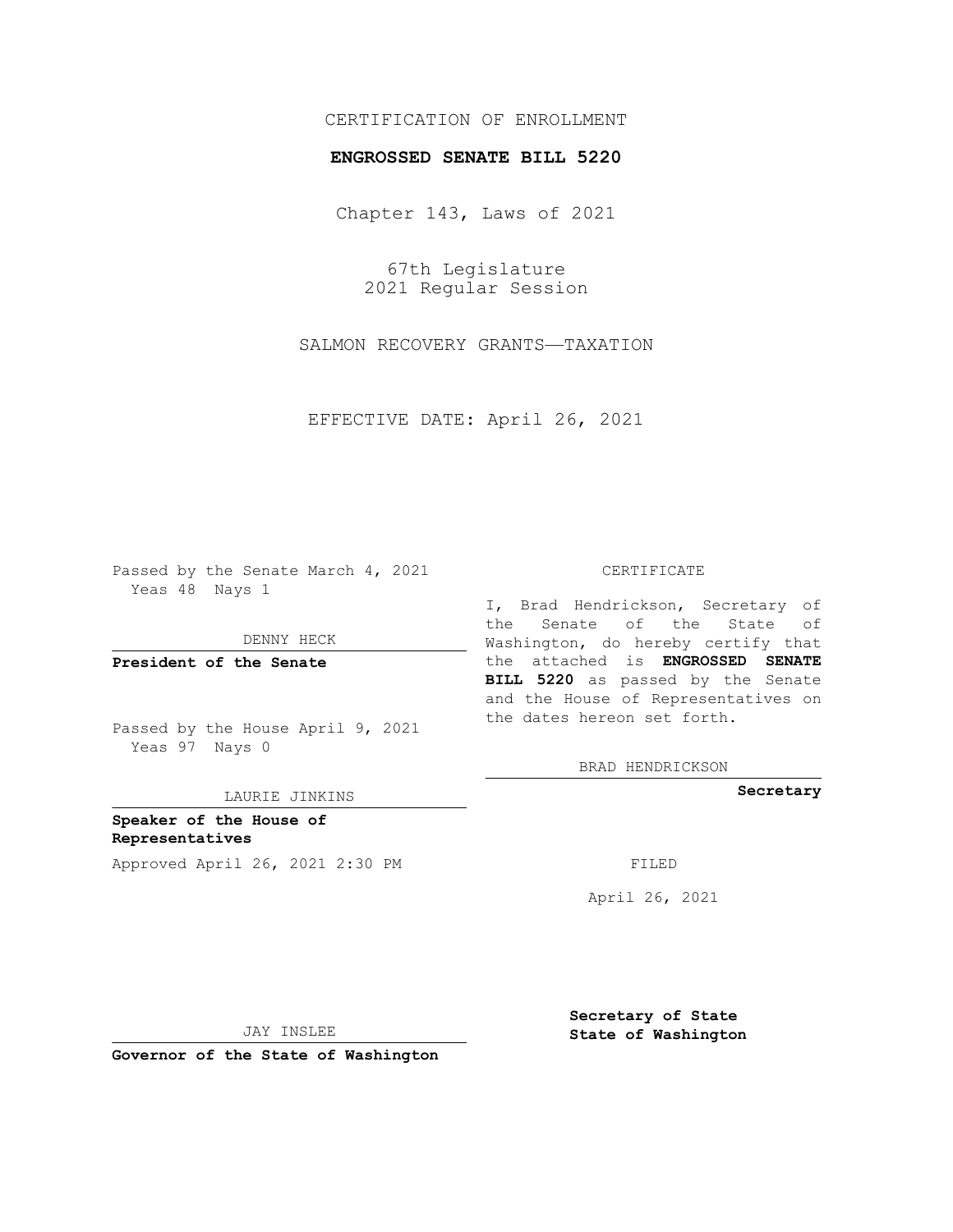CERTIFICATION OF ENROLLMENT

**ENGROSSED SENATE BILL 5220**

Chapter 143, Laws of 2021

67th Legislature
2021 Regular Session

SALMON RECOVERY GRANTS—TAXATION

EFFECTIVE DATE: April 26, 2021

Passed by the Senate March 4, 2021
Yeas 48 Nays 1

DENNY HECK

**President of the Senate**

Passed by the House April 9, 2021
Yeas 97 Nays 0

LAURIE JINKINS

**Speaker of the House of Representatives**

Approved April 26, 2021 2:30 PM

JAY INSLEE

**Governor of the State of Washington**

CERTIFICATE

I, Brad Hendrickson, Secretary of the Senate of the State of Washington, do hereby certify that the attached is **ENGROSSED SENATE BILL 5220** as passed by the Senate and the House of Representatives on the dates hereon set forth.

BRAD HENDRICKSON

**Secretary**

FILED

April 26, 2021

**Secretary of State State of Washington**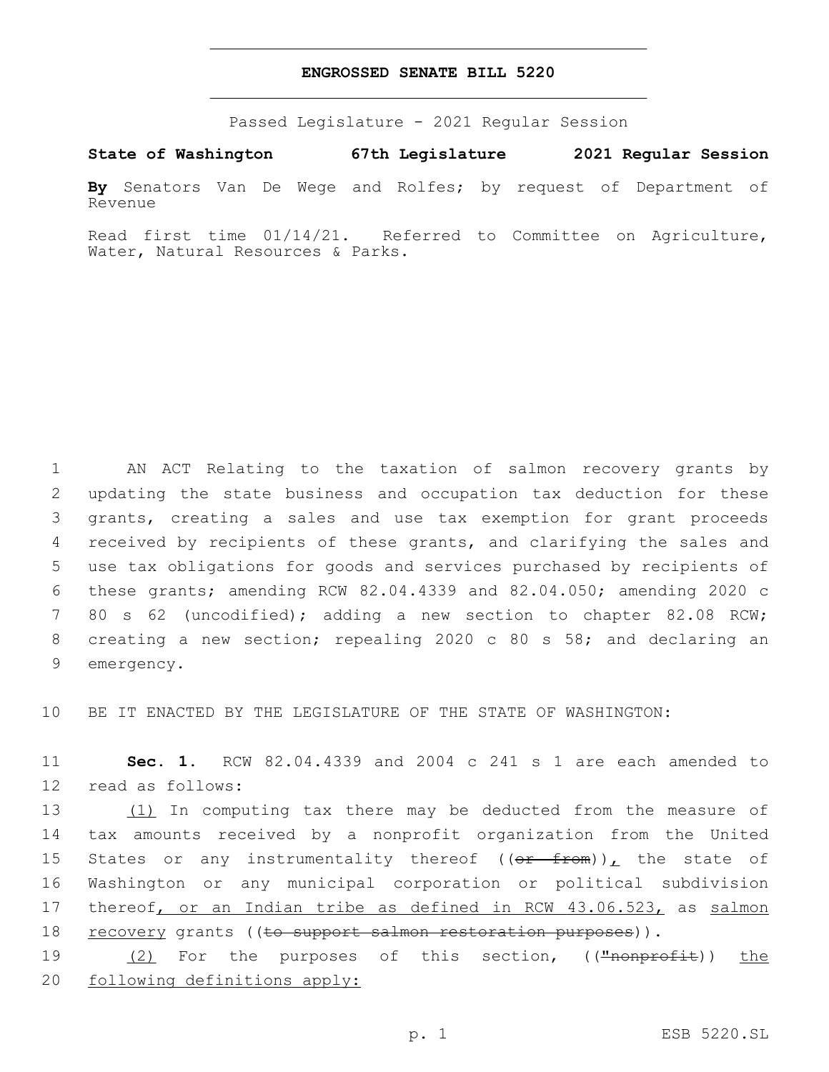# ENGROSSED SENATE BILL 5220

Passed Legislature - 2021 Regular Session

**State of Washington 67th Legislature 2021 Regular Session**

**By** Senators Van De Wege and Rolfes; by request of Department of Revenue

Read first time 01/14/21. Referred to Committee on Agriculture, Water, Natural Resources & Parks.

AN ACT Relating to the taxation of salmon recovery grants by updating the state business and occupation tax deduction for these grants, creating a sales and use tax exemption for grant proceeds received by recipients of these grants, and clarifying the sales and use tax obligations for goods and services purchased by recipients of these grants; amending RCW 82.04.4339 and 82.04.050; amending 2020 c 80 s 62 (uncodified); adding a new section to chapter 82.08 RCW; creating a new section; repealing 2020 c 80 s 58; and declaring an emergency.

BE IT ENACTED BY THE LEGISLATURE OF THE STATE OF WASHINGTON:

**Sec. 1.** RCW 82.04.4339 and 2004 c 241 s 1 are each amended to read as follows:

(1) In computing tax there may be deducted from the measure of tax amounts received by a nonprofit organization from the United States or any instrumentality thereof ((~~or from~~)), the state of Washington or any municipal corporation or political subdivision thereof, or an Indian tribe as defined in RCW 43.06.523, as salmon recovery grants ((~~to support salmon restoration purposes~~)).

(2) For the purposes of this section, ((~~"nonprofit~~)) the following definitions apply: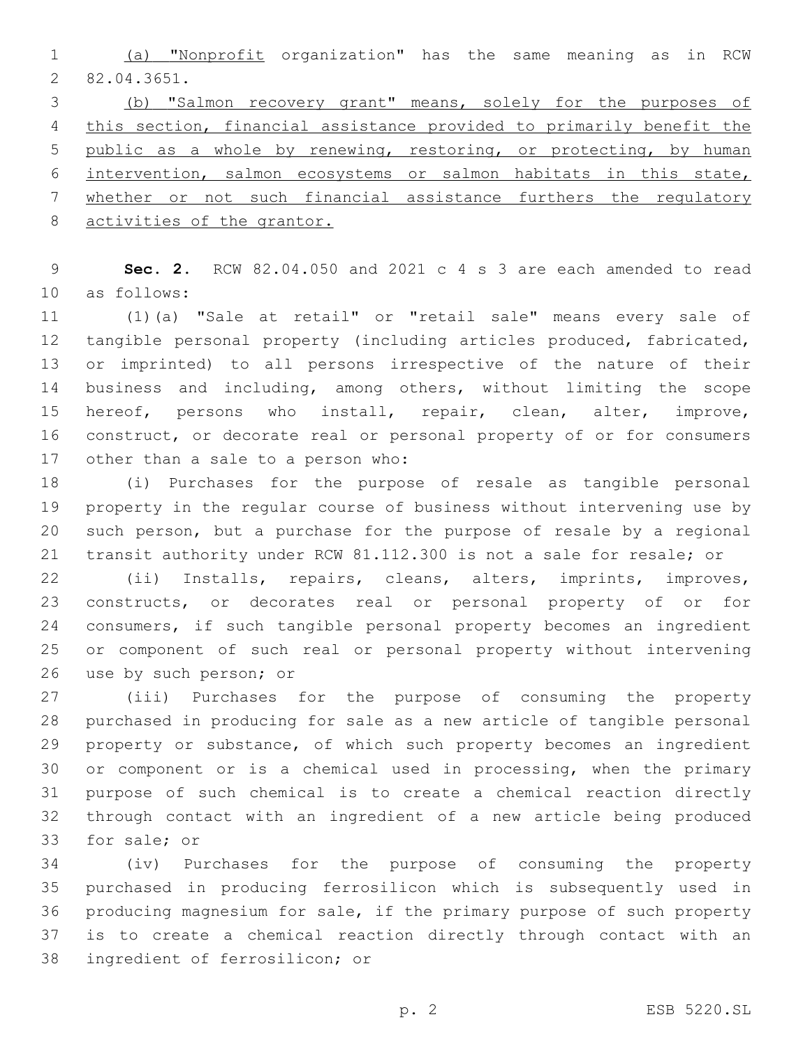(a) "Nonprofit organization" has the same meaning as in RCW 82.04.3651.

(b) "Salmon recovery grant" means, solely for the purposes of this section, financial assistance provided to primarily benefit the public as a whole by renewing, restoring, or protecting, by human intervention, salmon ecosystems or salmon habitats in this state, whether or not such financial assistance furthers the regulatory activities of the grantor.

**Sec. 2.** RCW 82.04.050 and 2021 c 4 s 3 are each amended to read as follows:

(1)(a) "Sale at retail" or "retail sale" means every sale of tangible personal property (including articles produced, fabricated, or imprinted) to all persons irrespective of the nature of their business and including, among others, without limiting the scope hereof, persons who install, repair, clean, alter, improve, construct, or decorate real or personal property of or for consumers other than a sale to a person who:

(i) Purchases for the purpose of resale as tangible personal property in the regular course of business without intervening use by such person, but a purchase for the purpose of resale by a regional transit authority under RCW 81.112.300 is not a sale for resale; or

(ii) Installs, repairs, cleans, alters, imprints, improves, constructs, or decorates real or personal property of or for consumers, if such tangible personal property becomes an ingredient or component of such real or personal property without intervening use by such person; or

(iii) Purchases for the purpose of consuming the property purchased in producing for sale as a new article of tangible personal property or substance, of which such property becomes an ingredient or component or is a chemical used in processing, when the primary purpose of such chemical is to create a chemical reaction directly through contact with an ingredient of a new article being produced for sale; or

(iv) Purchases for the purpose of consuming the property purchased in producing ferrosilicon which is subsequently used in producing magnesium for sale, if the primary purpose of such property is to create a chemical reaction directly through contact with an ingredient of ferrosilicon; or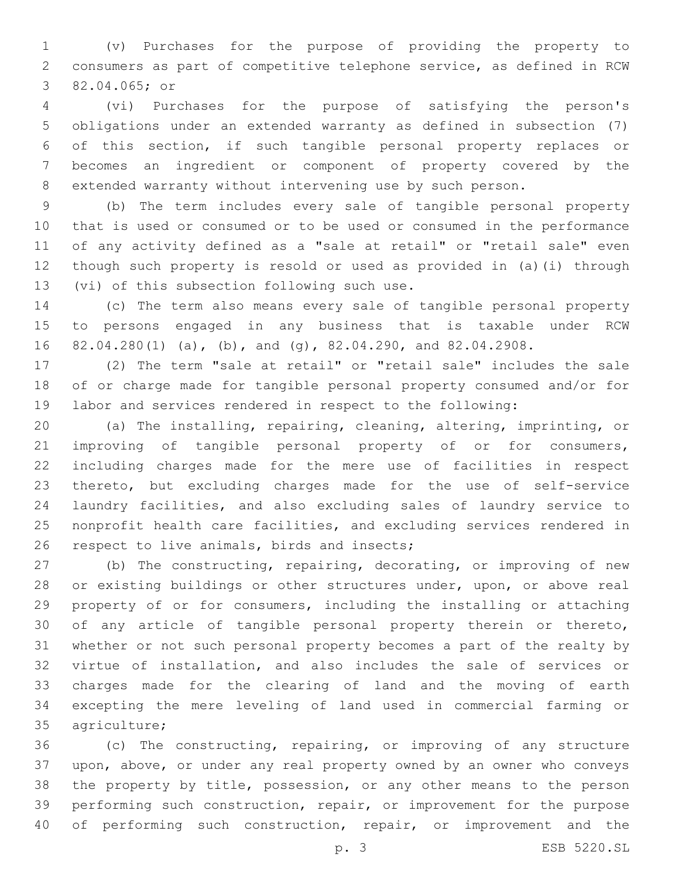(v) Purchases for the purpose of providing the property to consumers as part of competitive telephone service, as defined in RCW 82.04.065; or

(vi) Purchases for the purpose of satisfying the person's obligations under an extended warranty as defined in subsection (7) of this section, if such tangible personal property replaces or becomes an ingredient or component of property covered by the extended warranty without intervening use by such person.

(b) The term includes every sale of tangible personal property that is used or consumed or to be used or consumed in the performance of any activity defined as a "sale at retail" or "retail sale" even though such property is resold or used as provided in (a)(i) through (vi) of this subsection following such use.

(c) The term also means every sale of tangible personal property to persons engaged in any business that is taxable under RCW 82.04.280(1) (a), (b), and (g), 82.04.290, and 82.04.2908.

(2) The term "sale at retail" or "retail sale" includes the sale of or charge made for tangible personal property consumed and/or for labor and services rendered in respect to the following:

(a) The installing, repairing, cleaning, altering, imprinting, or improving of tangible personal property of or for consumers, including charges made for the mere use of facilities in respect thereto, but excluding charges made for the use of self-service laundry facilities, and also excluding sales of laundry service to nonprofit health care facilities, and excluding services rendered in respect to live animals, birds and insects;

(b) The constructing, repairing, decorating, or improving of new or existing buildings or other structures under, upon, or above real property of or for consumers, including the installing or attaching of any article of tangible personal property therein or thereto, whether or not such personal property becomes a part of the realty by virtue of installation, and also includes the sale of services or charges made for the clearing of land and the moving of earth excepting the mere leveling of land used in commercial farming or agriculture;

(c) The constructing, repairing, or improving of any structure upon, above, or under any real property owned by an owner who conveys the property by title, possession, or any other means to the person performing such construction, repair, or improvement for the purpose of performing such construction, repair, or improvement and the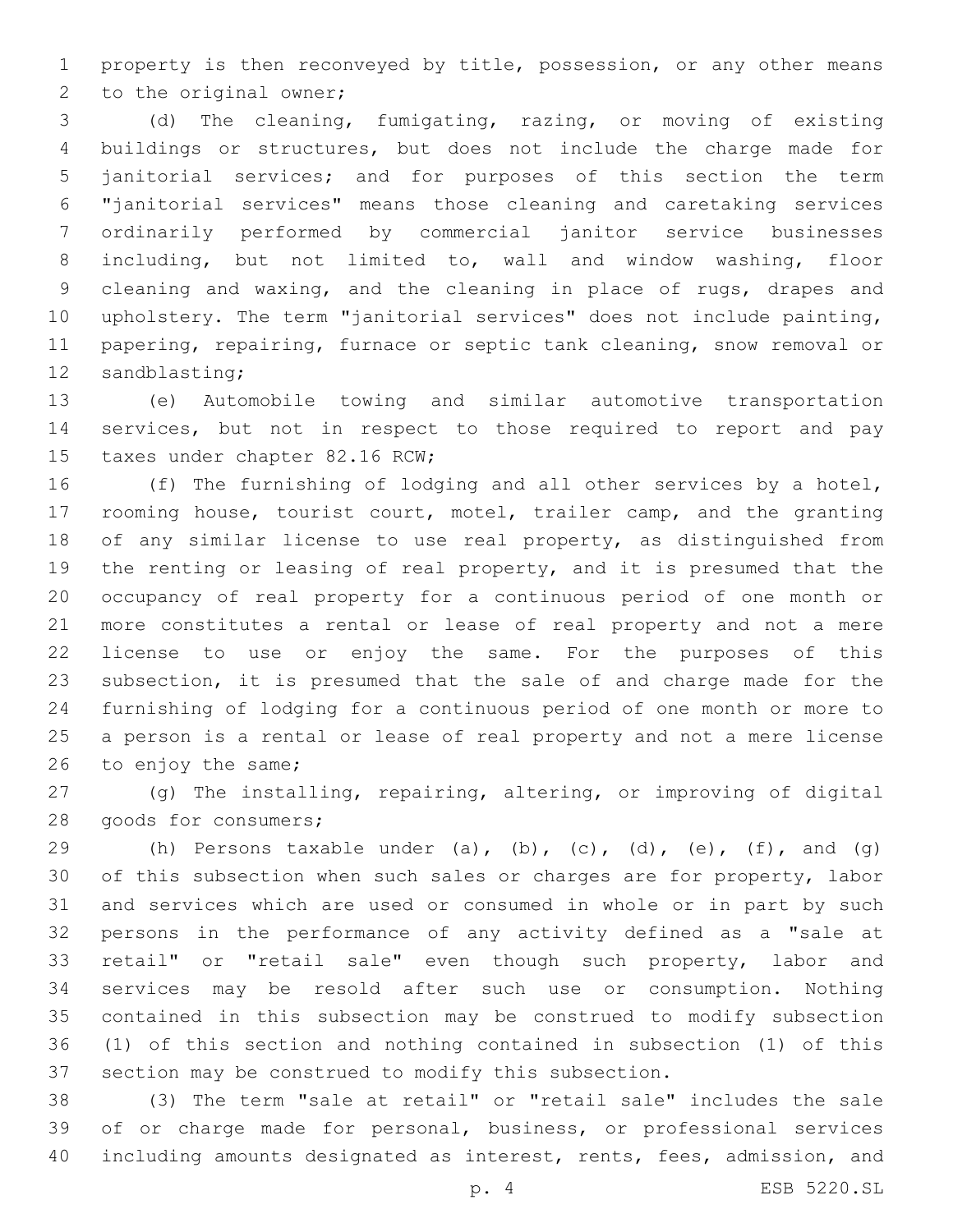property is then reconveyed by title, possession, or any other means to the original owner;

(d) The cleaning, fumigating, razing, or moving of existing buildings or structures, but does not include the charge made for janitorial services; and for purposes of this section the term "janitorial services" means those cleaning and caretaking services ordinarily performed by commercial janitor service businesses including, but not limited to, wall and window washing, floor cleaning and waxing, and the cleaning in place of rugs, drapes and upholstery. The term "janitorial services" does not include painting, papering, repairing, furnace or septic tank cleaning, snow removal or sandblasting;

(e) Automobile towing and similar automotive transportation services, but not in respect to those required to report and pay taxes under chapter 82.16 RCW;

(f) The furnishing of lodging and all other services by a hotel, rooming house, tourist court, motel, trailer camp, and the granting of any similar license to use real property, as distinguished from the renting or leasing of real property, and it is presumed that the occupancy of real property for a continuous period of one month or more constitutes a rental or lease of real property and not a mere license to use or enjoy the same. For the purposes of this subsection, it is presumed that the sale of and charge made for the furnishing of lodging for a continuous period of one month or more to a person is a rental or lease of real property and not a mere license to enjoy the same;

(g) The installing, repairing, altering, or improving of digital goods for consumers;

(h) Persons taxable under (a), (b), (c), (d), (e), (f), and (g) of this subsection when such sales or charges are for property, labor and services which are used or consumed in whole or in part by such persons in the performance of any activity defined as a "sale at retail" or "retail sale" even though such property, labor and services may be resold after such use or consumption. Nothing contained in this subsection may be construed to modify subsection (1) of this section and nothing contained in subsection (1) of this section may be construed to modify this subsection.

(3) The term "sale at retail" or "retail sale" includes the sale of or charge made for personal, business, or professional services including amounts designated as interest, rents, fees, admission, and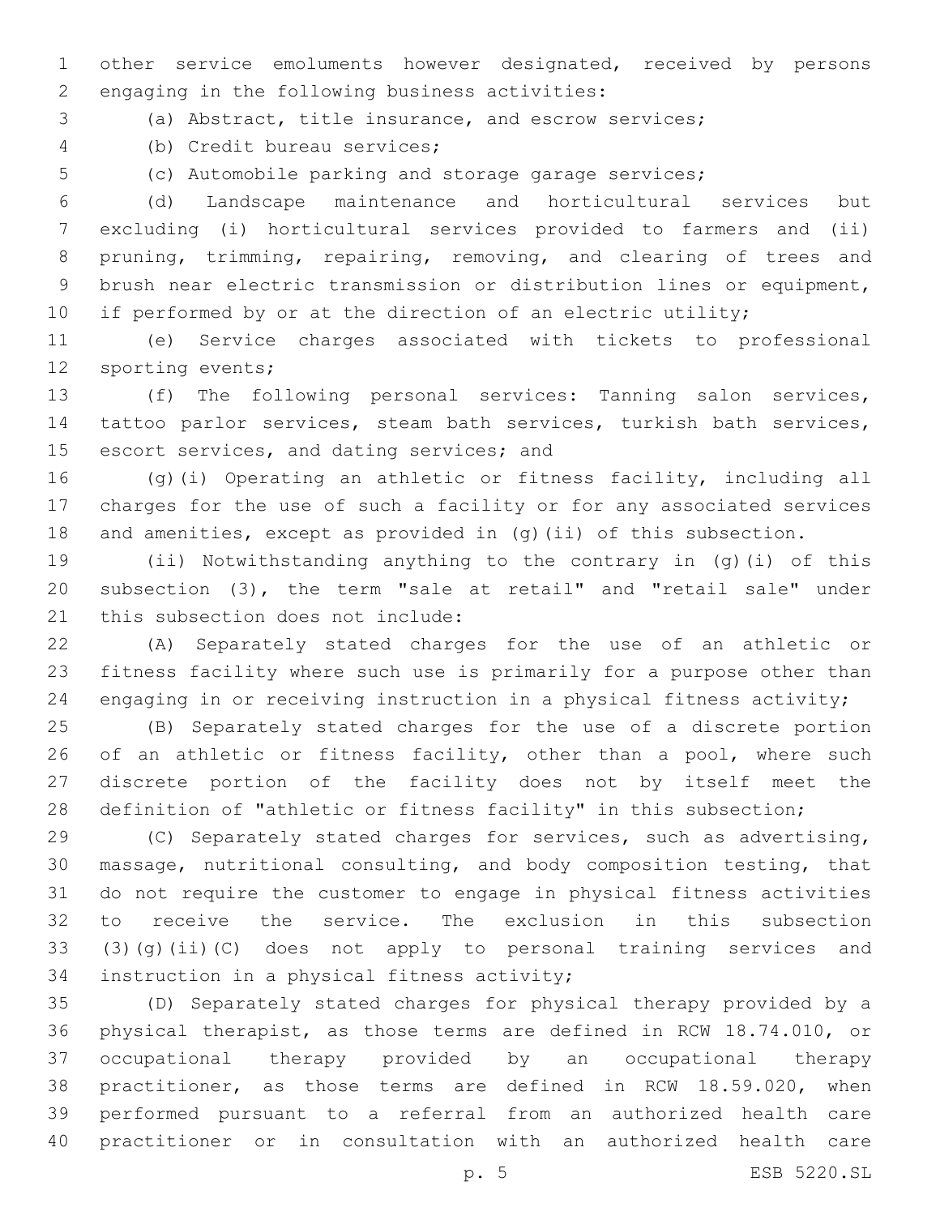other service emoluments however designated, received by persons engaging in the following business activities:

(a) Abstract, title insurance, and escrow services;

(b) Credit bureau services;

(c) Automobile parking and storage garage services;

(d) Landscape maintenance and horticultural services but excluding (i) horticultural services provided to farmers and (ii) pruning, trimming, repairing, removing, and clearing of trees and brush near electric transmission or distribution lines or equipment, if performed by or at the direction of an electric utility;

(e) Service charges associated with tickets to professional sporting events;

(f) The following personal services: Tanning salon services, tattoo parlor services, steam bath services, turkish bath services, escort services, and dating services; and

(g)(i) Operating an athletic or fitness facility, including all charges for the use of such a facility or for any associated services and amenities, except as provided in (g)(ii) of this subsection.

(ii) Notwithstanding anything to the contrary in (g)(i) of this subsection (3), the term "sale at retail" and "retail sale" under this subsection does not include:

(A) Separately stated charges for the use of an athletic or fitness facility where such use is primarily for a purpose other than engaging in or receiving instruction in a physical fitness activity;

(B) Separately stated charges for the use of a discrete portion of an athletic or fitness facility, other than a pool, where such discrete portion of the facility does not by itself meet the definition of "athletic or fitness facility" in this subsection;

(C) Separately stated charges for services, such as advertising, massage, nutritional consulting, and body composition testing, that do not require the customer to engage in physical fitness activities to receive the service. The exclusion in this subsection (3)(g)(ii)(C) does not apply to personal training services and instruction in a physical fitness activity;

(D) Separately stated charges for physical therapy provided by a physical therapist, as those terms are defined in RCW 18.74.010, or occupational therapy provided by an occupational therapy practitioner, as those terms are defined in RCW 18.59.020, when performed pursuant to a referral from an authorized health care practitioner or in consultation with an authorized health care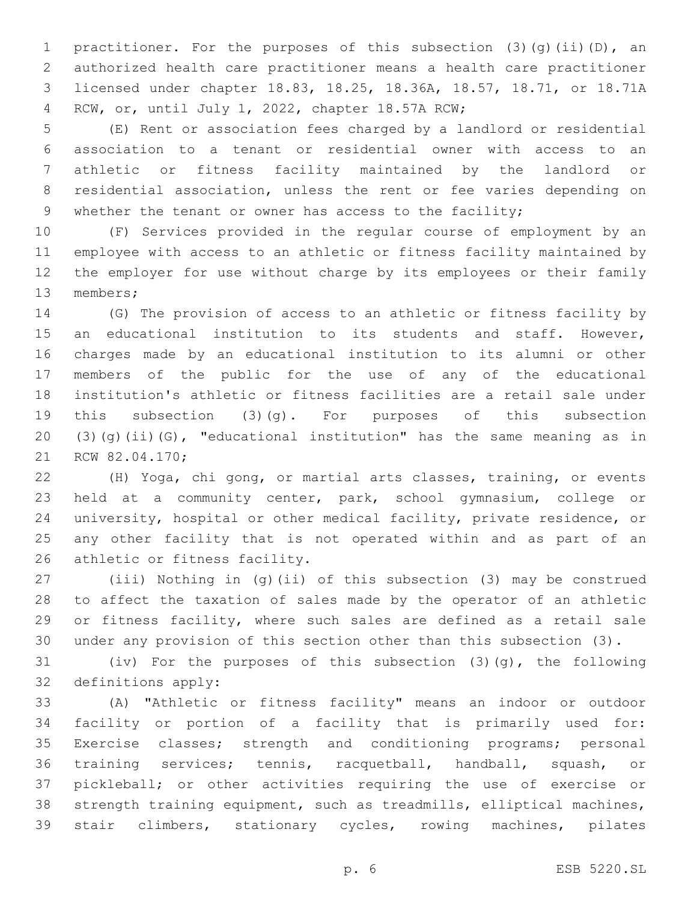practitioner. For the purposes of this subsection (3)(g)(ii)(D), an authorized health care practitioner means a health care practitioner licensed under chapter 18.83, 18.25, 18.36A, 18.57, 18.71, or 18.71A RCW, or, until July 1, 2022, chapter 18.57A RCW;

(E) Rent or association fees charged by a landlord or residential association to a tenant or residential owner with access to an athletic or fitness facility maintained by the landlord or residential association, unless the rent or fee varies depending on whether the tenant or owner has access to the facility;

(F) Services provided in the regular course of employment by an employee with access to an athletic or fitness facility maintained by the employer for use without charge by its employees or their family members;

(G) The provision of access to an athletic or fitness facility by an educational institution to its students and staff. However, charges made by an educational institution to its alumni or other members of the public for the use of any of the educational institution's athletic or fitness facilities are a retail sale under this subsection (3)(g). For purposes of this subsection (3)(g)(ii)(G), "educational institution" has the same meaning as in RCW 82.04.170;

(H) Yoga, chi gong, or martial arts classes, training, or events held at a community center, park, school gymnasium, college or university, hospital or other medical facility, private residence, or any other facility that is not operated within and as part of an athletic or fitness facility.

(iii) Nothing in (g)(ii) of this subsection (3) may be construed to affect the taxation of sales made by the operator of an athletic or fitness facility, where such sales are defined as a retail sale under any provision of this section other than this subsection (3).

(iv) For the purposes of this subsection (3)(g), the following definitions apply:

(A) "Athletic or fitness facility" means an indoor or outdoor facility or portion of a facility that is primarily used for: Exercise classes; strength and conditioning programs; personal training services; tennis, racquetball, handball, squash, or pickleball; or other activities requiring the use of exercise or strength training equipment, such as treadmills, elliptical machines, stair climbers, stationary cycles, rowing machines, pilates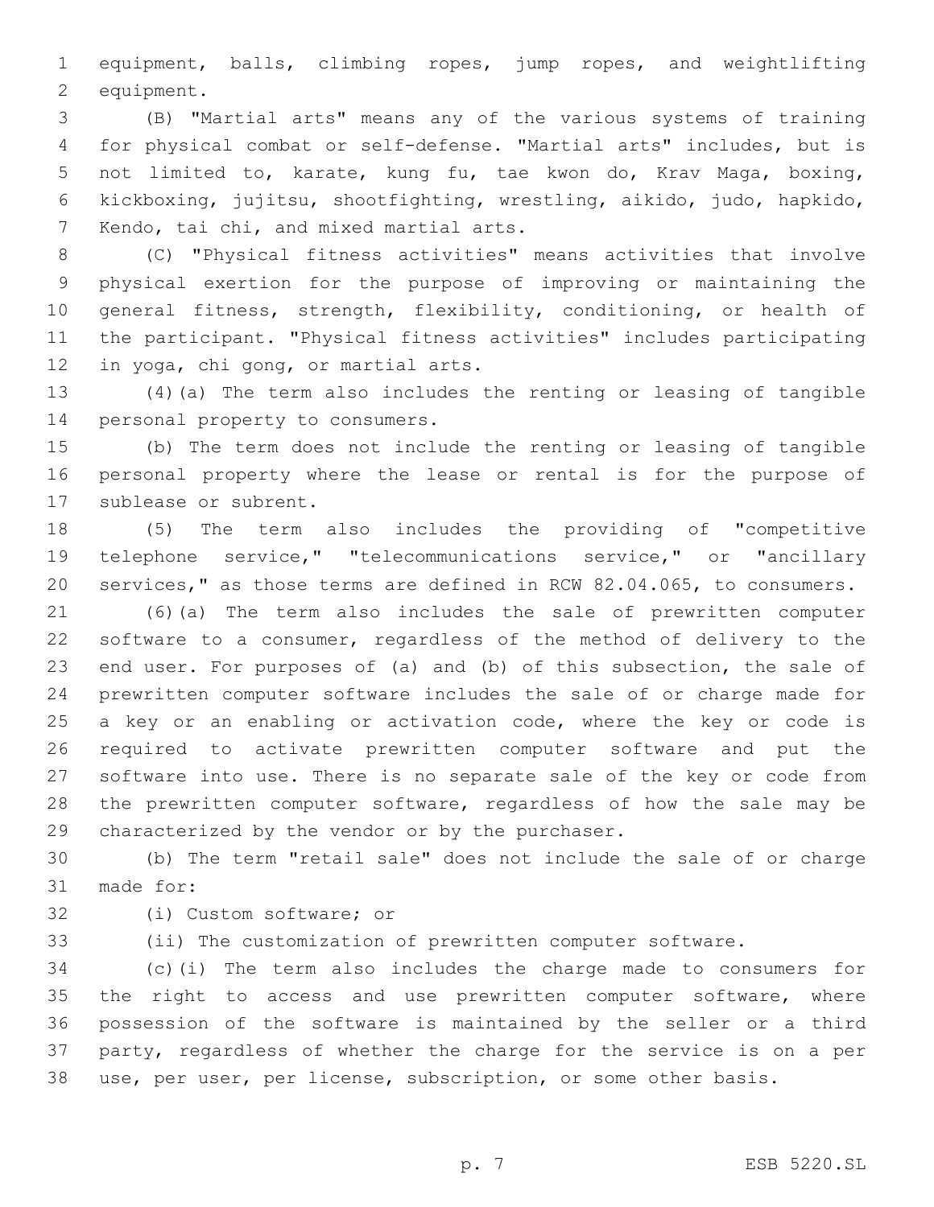equipment, balls, climbing ropes, jump ropes, and weightlifting equipment.

(B) "Martial arts" means any of the various systems of training for physical combat or self-defense. "Martial arts" includes, but is not limited to, karate, kung fu, tae kwon do, Krav Maga, boxing, kickboxing, jujitsu, shootfighting, wrestling, aikido, judo, hapkido, Kendo, tai chi, and mixed martial arts.

(C) "Physical fitness activities" means activities that involve physical exertion for the purpose of improving or maintaining the general fitness, strength, flexibility, conditioning, or health of the participant. "Physical fitness activities" includes participating in yoga, chi gong, or martial arts.

(4)(a) The term also includes the renting or leasing of tangible personal property to consumers.

(b) The term does not include the renting or leasing of tangible personal property where the lease or rental is for the purpose of sublease or subrent.

(5) The term also includes the providing of "competitive telephone service," "telecommunications service," or "ancillary services," as those terms are defined in RCW 82.04.065, to consumers.

(6)(a) The term also includes the sale of prewritten computer software to a consumer, regardless of the method of delivery to the end user. For purposes of (a) and (b) of this subsection, the sale of prewritten computer software includes the sale of or charge made for a key or an enabling or activation code, where the key or code is required to activate prewritten computer software and put the software into use. There is no separate sale of the key or code from the prewritten computer software, regardless of how the sale may be characterized by the vendor or by the purchaser.

(b) The term "retail sale" does not include the sale of or charge made for:

(i) Custom software; or

(ii) The customization of prewritten computer software.

(c)(i) The term also includes the charge made to consumers for the right to access and use prewritten computer software, where possession of the software is maintained by the seller or a third party, regardless of whether the charge for the service is on a per use, per user, per license, subscription, or some other basis.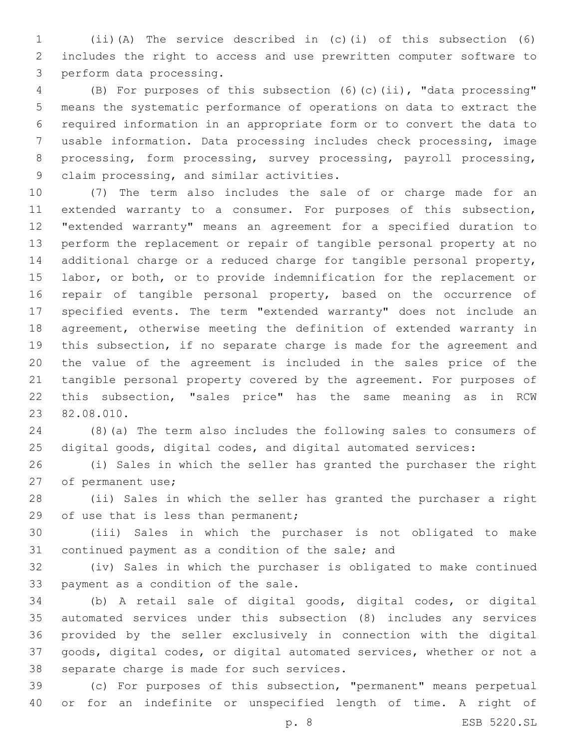(ii)(A) The service described in (c)(i) of this subsection (6) includes the right to access and use prewritten computer software to perform data processing.

(B) For purposes of this subsection (6)(c)(ii), "data processing" means the systematic performance of operations on data to extract the required information in an appropriate form or to convert the data to usable information. Data processing includes check processing, image processing, form processing, survey processing, payroll processing, claim processing, and similar activities.

(7) The term also includes the sale of or charge made for an extended warranty to a consumer. For purposes of this subsection, "extended warranty" means an agreement for a specified duration to perform the replacement or repair of tangible personal property at no additional charge or a reduced charge for tangible personal property, labor, or both, or to provide indemnification for the replacement or repair of tangible personal property, based on the occurrence of specified events. The term "extended warranty" does not include an agreement, otherwise meeting the definition of extended warranty in this subsection, if no separate charge is made for the agreement and the value of the agreement is included in the sales price of the tangible personal property covered by the agreement. For purposes of this subsection, "sales price" has the same meaning as in RCW 82.08.010.

(8)(a) The term also includes the following sales to consumers of digital goods, digital codes, and digital automated services:

(i) Sales in which the seller has granted the purchaser the right of permanent use;

(ii) Sales in which the seller has granted the purchaser a right of use that is less than permanent;

(iii) Sales in which the purchaser is not obligated to make continued payment as a condition of the sale; and

(iv) Sales in which the purchaser is obligated to make continued payment as a condition of the sale.

(b) A retail sale of digital goods, digital codes, or digital automated services under this subsection (8) includes any services provided by the seller exclusively in connection with the digital goods, digital codes, or digital automated services, whether or not a separate charge is made for such services.

(c) For purposes of this subsection, "permanent" means perpetual or for an indefinite or unspecified length of time. A right of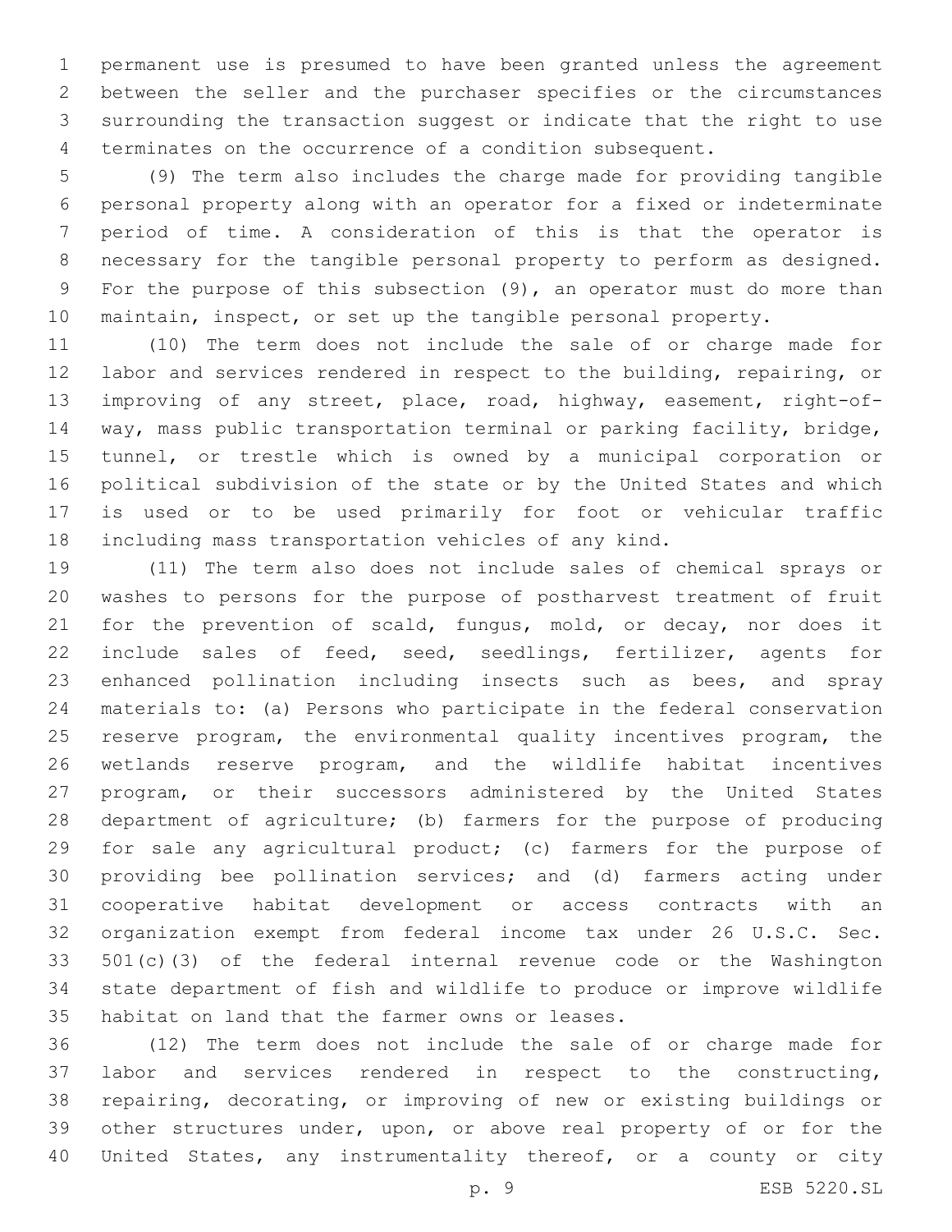permanent use is presumed to have been granted unless the agreement between the seller and the purchaser specifies or the circumstances surrounding the transaction suggest or indicate that the right to use terminates on the occurrence of a condition subsequent.

(9) The term also includes the charge made for providing tangible personal property along with an operator for a fixed or indeterminate period of time. A consideration of this is that the operator is necessary for the tangible personal property to perform as designed. For the purpose of this subsection (9), an operator must do more than maintain, inspect, or set up the tangible personal property.

(10) The term does not include the sale of or charge made for labor and services rendered in respect to the building, repairing, or improving of any street, place, road, highway, easement, right-of-way, mass public transportation terminal or parking facility, bridge, tunnel, or trestle which is owned by a municipal corporation or political subdivision of the state or by the United States and which is used or to be used primarily for foot or vehicular traffic including mass transportation vehicles of any kind.

(11) The term also does not include sales of chemical sprays or washes to persons for the purpose of postharvest treatment of fruit for the prevention of scald, fungus, mold, or decay, nor does it include sales of feed, seed, seedlings, fertilizer, agents for enhanced pollination including insects such as bees, and spray materials to: (a) Persons who participate in the federal conservation reserve program, the environmental quality incentives program, the wetlands reserve program, and the wildlife habitat incentives program, or their successors administered by the United States department of agriculture; (b) farmers for the purpose of producing for sale any agricultural product; (c) farmers for the purpose of providing bee pollination services; and (d) farmers acting under cooperative habitat development or access contracts with an organization exempt from federal income tax under 26 U.S.C. Sec. 501(c)(3) of the federal internal revenue code or the Washington state department of fish and wildlife to produce or improve wildlife habitat on land that the farmer owns or leases.

(12) The term does not include the sale of or charge made for labor and services rendered in respect to the constructing, repairing, decorating, or improving of new or existing buildings or other structures under, upon, or above real property of or for the United States, any instrumentality thereof, or a county or city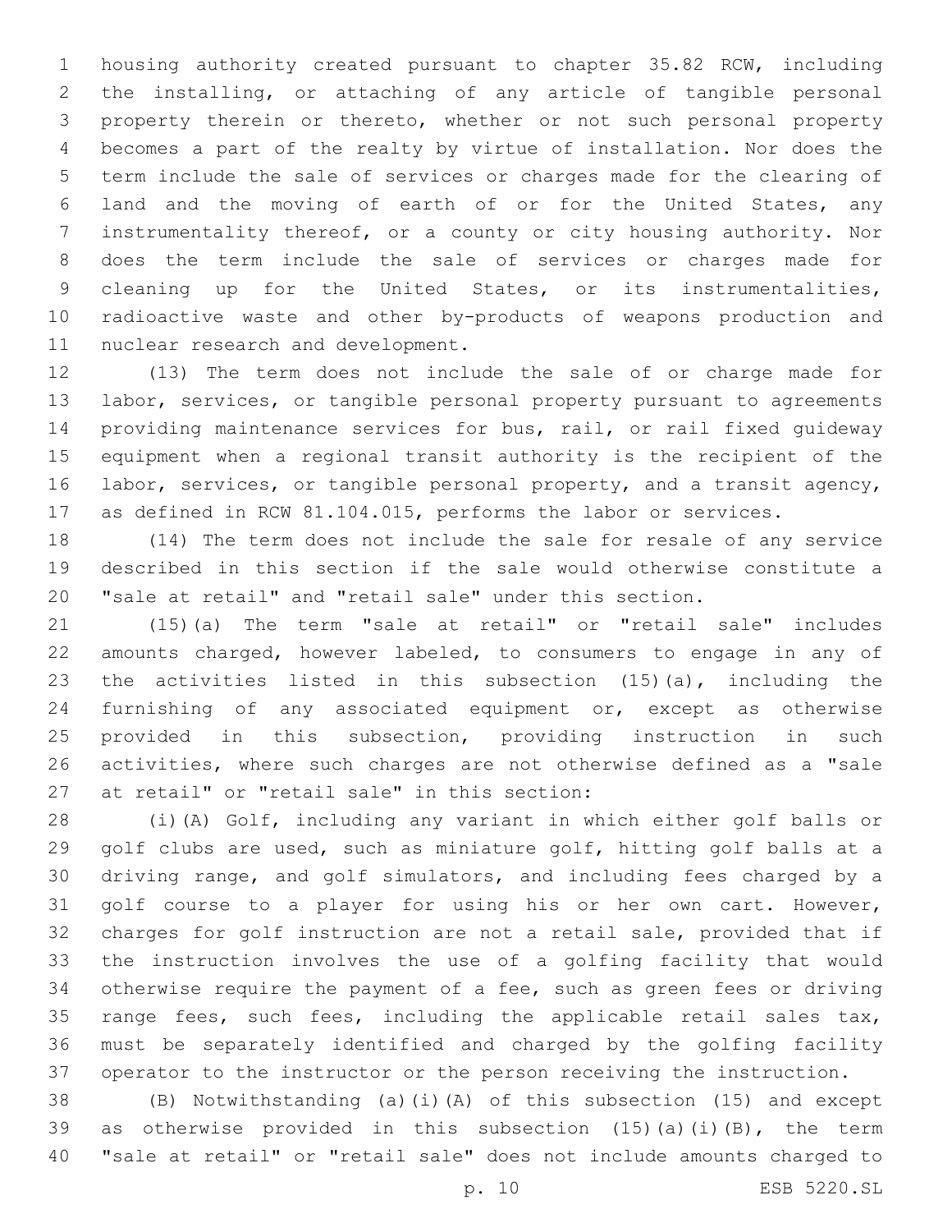housing authority created pursuant to chapter 35.82 RCW, including the installing, or attaching of any article of tangible personal property therein or thereto, whether or not such personal property becomes a part of the realty by virtue of installation. Nor does the term include the sale of services or charges made for the clearing of land and the moving of earth of or for the United States, any instrumentality thereof, or a county or city housing authority. Nor does the term include the sale of services or charges made for cleaning up for the United States, or its instrumentalities, radioactive waste and other by-products of weapons production and nuclear research and development.

(13) The term does not include the sale of or charge made for labor, services, or tangible personal property pursuant to agreements providing maintenance services for bus, rail, or rail fixed guideway equipment when a regional transit authority is the recipient of the labor, services, or tangible personal property, and a transit agency, as defined in RCW 81.104.015, performs the labor or services.

(14) The term does not include the sale for resale of any service described in this section if the sale would otherwise constitute a "sale at retail" and "retail sale" under this section.

(15)(a) The term "sale at retail" or "retail sale" includes amounts charged, however labeled, to consumers to engage in any of the activities listed in this subsection (15)(a), including the furnishing of any associated equipment or, except as otherwise provided in this subsection, providing instruction in such activities, where such charges are not otherwise defined as a "sale at retail" or "retail sale" in this section:

(i)(A) Golf, including any variant in which either golf balls or golf clubs are used, such as miniature golf, hitting golf balls at a driving range, and golf simulators, and including fees charged by a golf course to a player for using his or her own cart. However, charges for golf instruction are not a retail sale, provided that if the instruction involves the use of a golfing facility that would otherwise require the payment of a fee, such as green fees or driving range fees, such fees, including the applicable retail sales tax, must be separately identified and charged by the golfing facility operator to the instructor or the person receiving the instruction.

(B) Notwithstanding (a)(i)(A) of this subsection (15) and except as otherwise provided in this subsection (15)(a)(i)(B), the term "sale at retail" or "retail sale" does not include amounts charged to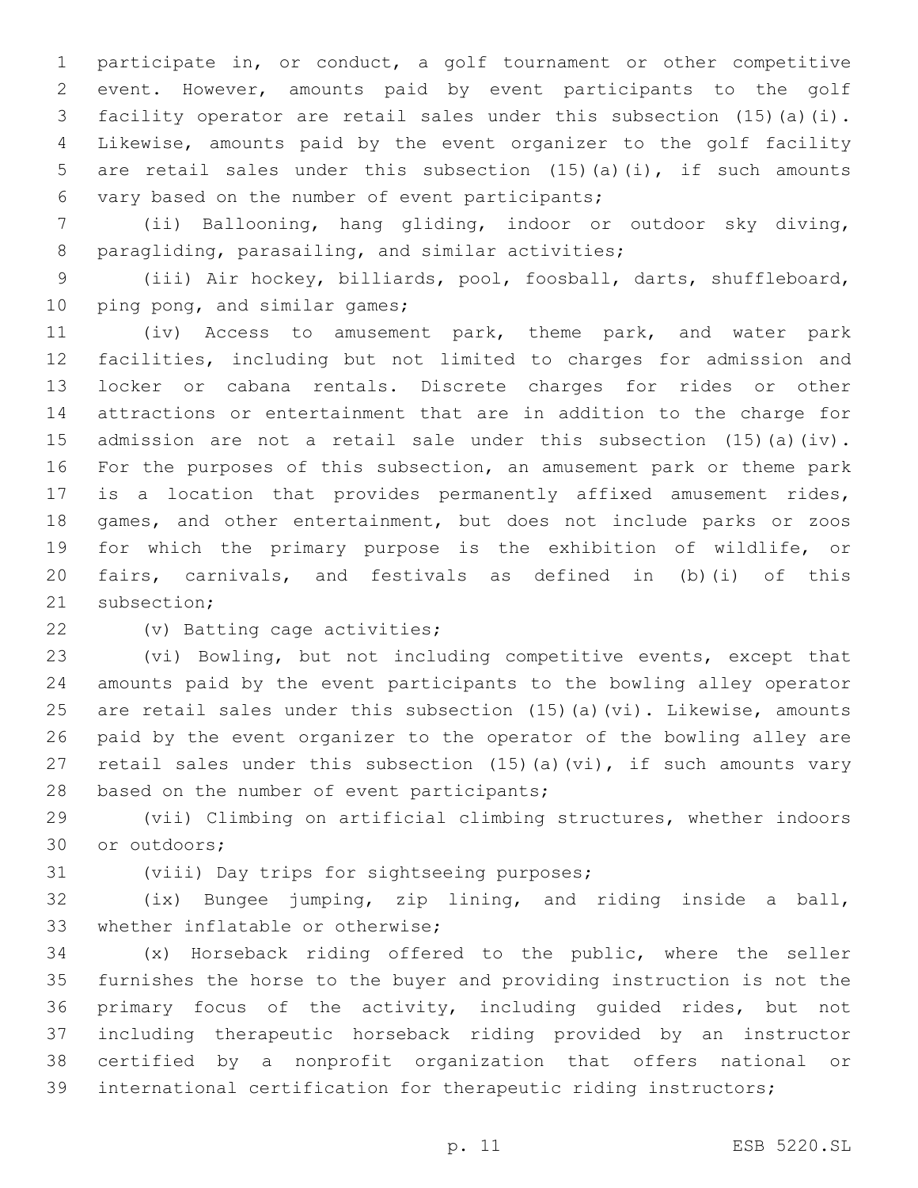participate in, or conduct, a golf tournament or other competitive event. However, amounts paid by event participants to the golf facility operator are retail sales under this subsection (15)(a)(i). Likewise, amounts paid by the event organizer to the golf facility are retail sales under this subsection (15)(a)(i), if such amounts vary based on the number of event participants;

(ii) Ballooning, hang gliding, indoor or outdoor sky diving, paragliding, parasailing, and similar activities;

(iii) Air hockey, billiards, pool, foosball, darts, shuffleboard, ping pong, and similar games;

(iv) Access to amusement park, theme park, and water park facilities, including but not limited to charges for admission and locker or cabana rentals. Discrete charges for rides or other attractions or entertainment that are in addition to the charge for admission are not a retail sale under this subsection (15)(a)(iv). For the purposes of this subsection, an amusement park or theme park is a location that provides permanently affixed amusement rides, games, and other entertainment, but does not include parks or zoos for which the primary purpose is the exhibition of wildlife, or fairs, carnivals, and festivals as defined in (b)(i) of this subsection;

(v) Batting cage activities;

(vi) Bowling, but not including competitive events, except that amounts paid by the event participants to the bowling alley operator are retail sales under this subsection (15)(a)(vi). Likewise, amounts paid by the event organizer to the operator of the bowling alley are retail sales under this subsection (15)(a)(vi), if such amounts vary based on the number of event participants;

(vii) Climbing on artificial climbing structures, whether indoors or outdoors;

(viii) Day trips for sightseeing purposes;

(ix) Bungee jumping, zip lining, and riding inside a ball, whether inflatable or otherwise;

(x) Horseback riding offered to the public, where the seller furnishes the horse to the buyer and providing instruction is not the primary focus of the activity, including guided rides, but not including therapeutic horseback riding provided by an instructor certified by a nonprofit organization that offers national or international certification for therapeutic riding instructors;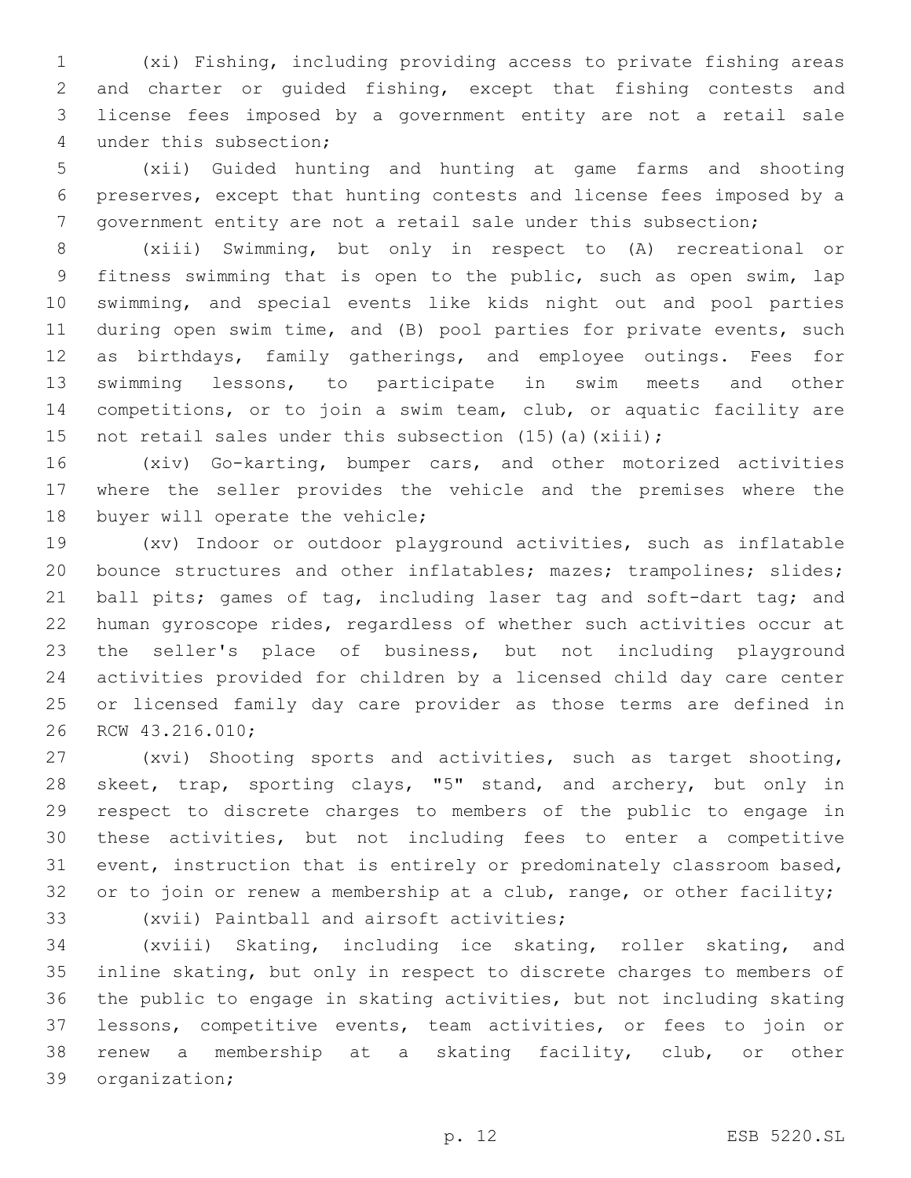(xi) Fishing, including providing access to private fishing areas and charter or guided fishing, except that fishing contests and license fees imposed by a government entity are not a retail sale under this subsection;

(xii) Guided hunting and hunting at game farms and shooting preserves, except that hunting contests and license fees imposed by a government entity are not a retail sale under this subsection;

(xiii) Swimming, but only in respect to (A) recreational or fitness swimming that is open to the public, such as open swim, lap swimming, and special events like kids night out and pool parties during open swim time, and (B) pool parties for private events, such as birthdays, family gatherings, and employee outings. Fees for swimming lessons, to participate in swim meets and other competitions, or to join a swim team, club, or aquatic facility are not retail sales under this subsection (15)(a)(xiii);

(xiv) Go-karting, bumper cars, and other motorized activities where the seller provides the vehicle and the premises where the buyer will operate the vehicle;

(xv) Indoor or outdoor playground activities, such as inflatable bounce structures and other inflatables; mazes; trampolines; slides; ball pits; games of tag, including laser tag and soft-dart tag; and human gyroscope rides, regardless of whether such activities occur at the seller's place of business, but not including playground activities provided for children by a licensed child day care center or licensed family day care provider as those terms are defined in RCW 43.216.010;

(xvi) Shooting sports and activities, such as target shooting, skeet, trap, sporting clays, "5" stand, and archery, but only in respect to discrete charges to members of the public to engage in these activities, but not including fees to enter a competitive event, instruction that is entirely or predominately classroom based, or to join or renew a membership at a club, range, or other facility;

(xvii) Paintball and airsoft activities;

(xviii) Skating, including ice skating, roller skating, and inline skating, but only in respect to discrete charges to members of the public to engage in skating activities, but not including skating lessons, competitive events, team activities, or fees to join or renew a membership at a skating facility, club, or other organization;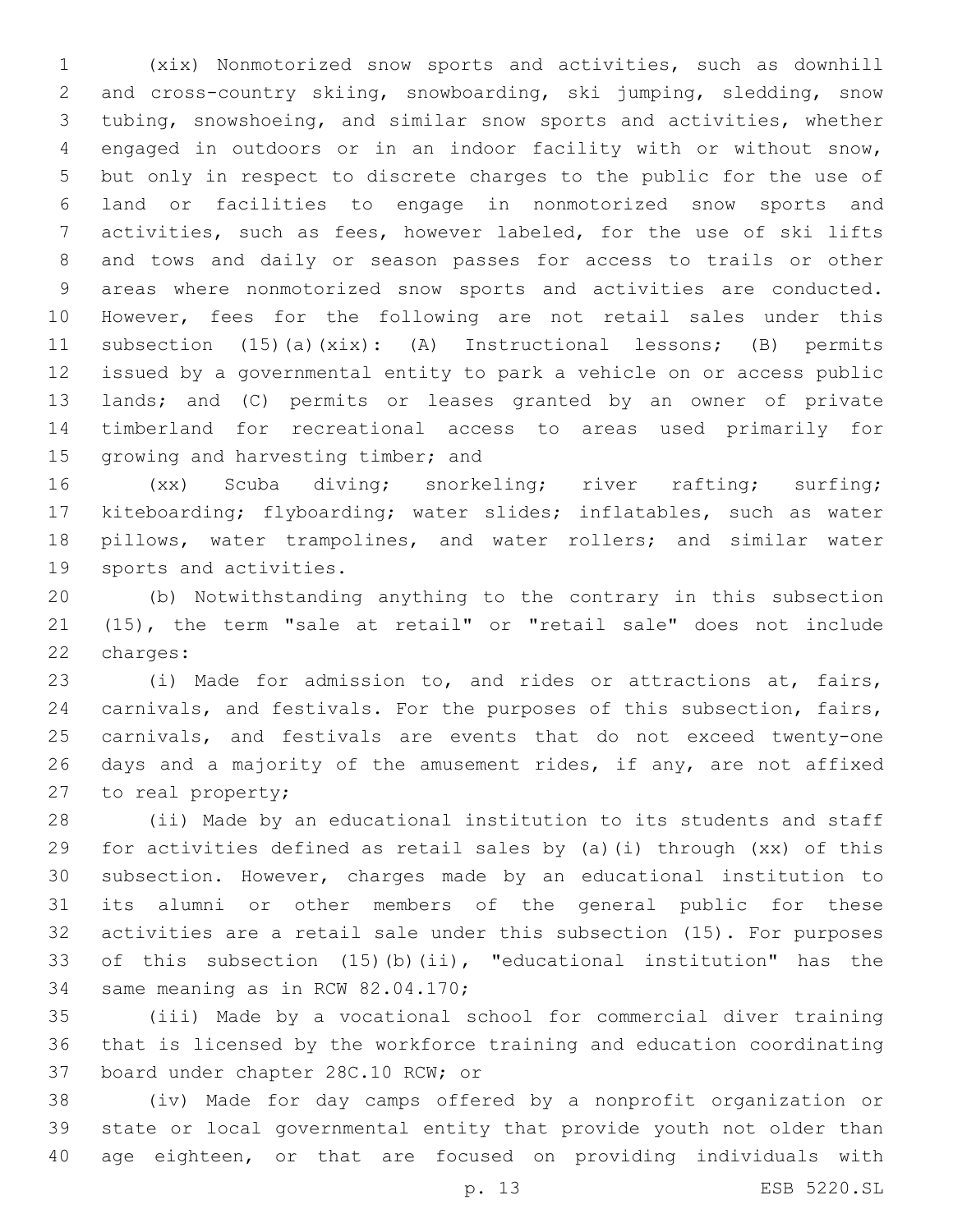(xix) Nonmotorized snow sports and activities, such as downhill and cross-country skiing, snowboarding, ski jumping, sledding, snow tubing, snowshoeing, and similar snow sports and activities, whether engaged in outdoors or in an indoor facility with or without snow, but only in respect to discrete charges to the public for the use of land or facilities to engage in nonmotorized snow sports and activities, such as fees, however labeled, for the use of ski lifts and tows and daily or season passes for access to trails or other areas where nonmotorized snow sports and activities are conducted. However, fees for the following are not retail sales under this subsection (15)(a)(xix): (A) Instructional lessons; (B) permits issued by a governmental entity to park a vehicle on or access public lands; and (C) permits or leases granted by an owner of private timberland for recreational access to areas used primarily for growing and harvesting timber; and

(xx) Scuba diving; snorkeling; river rafting; surfing; kiteboarding; flyboarding; water slides; inflatables, such as water pillows, water trampolines, and water rollers; and similar water sports and activities.

(b) Notwithstanding anything to the contrary in this subsection (15), the term "sale at retail" or "retail sale" does not include charges:

(i) Made for admission to, and rides or attractions at, fairs, carnivals, and festivals. For the purposes of this subsection, fairs, carnivals, and festivals are events that do not exceed twenty-one days and a majority of the amusement rides, if any, are not affixed to real property;

(ii) Made by an educational institution to its students and staff for activities defined as retail sales by (a)(i) through (xx) of this subsection. However, charges made by an educational institution to its alumni or other members of the general public for these activities are a retail sale under this subsection (15). For purposes of this subsection (15)(b)(ii), "educational institution" has the same meaning as in RCW 82.04.170;

(iii) Made by a vocational school for commercial diver training that is licensed by the workforce training and education coordinating board under chapter 28C.10 RCW; or

(iv) Made for day camps offered by a nonprofit organization or state or local governmental entity that provide youth not older than age eighteen, or that are focused on providing individuals with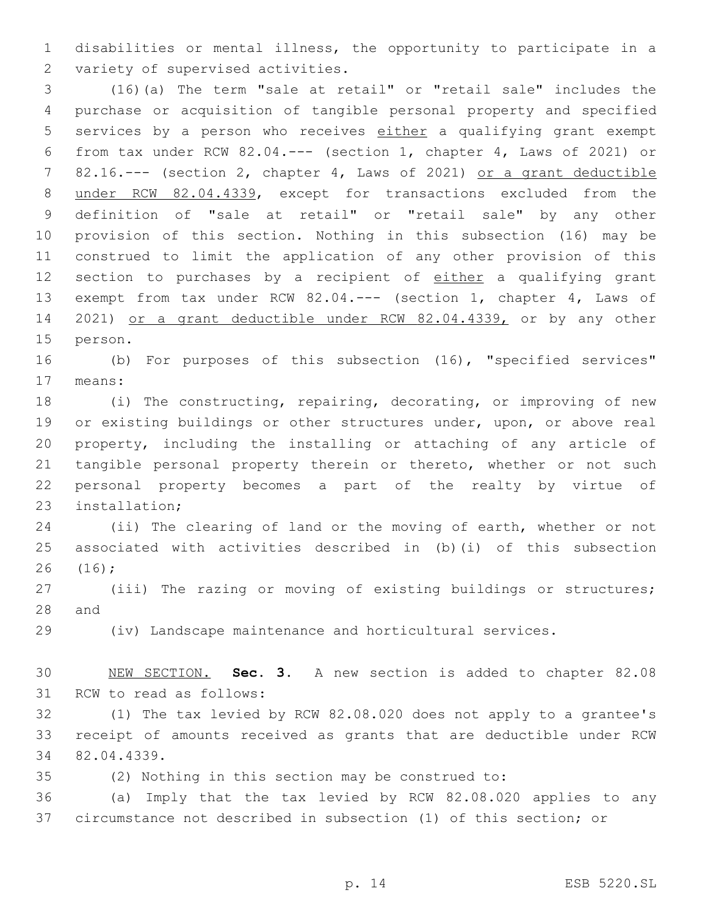disabilities or mental illness, the opportunity to participate in a variety of supervised activities.

(16)(a) The term "sale at retail" or "retail sale" includes the purchase or acquisition of tangible personal property and specified services by a person who receives <u>either</u> a qualifying grant exempt from tax under RCW 82.04.--- (section 1, chapter 4, Laws of 2021) or 82.16.--- (section 2, chapter 4, Laws of 2021) <u>or a grant deductible under RCW 82.04.4339</u>, except for transactions excluded from the definition of "sale at retail" or "retail sale" by any other provision of this section. Nothing in this subsection (16) may be construed to limit the application of any other provision of this section to purchases by a recipient of <u>either</u> a qualifying grant exempt from tax under RCW 82.04.--- (section 1, chapter 4, Laws of 2021) <u>or a grant deductible under RCW 82.04.4339,</u> or by any other person.

(b) For purposes of this subsection (16), "specified services" means:

(i) The constructing, repairing, decorating, or improving of new or existing buildings or other structures under, upon, or above real property, including the installing or attaching of any article of tangible personal property therein or thereto, whether or not such personal property becomes a part of the realty by virtue of installation;

(ii) The clearing of land or the moving of earth, whether or not associated with activities described in (b)(i) of this subsection (16);

(iii) The razing or moving of existing buildings or structures; and

(iv) Landscape maintenance and horticultural services.

<u>NEW SECTION.</u> **Sec. 3.** A new section is added to chapter 82.08 RCW to read as follows:

(1) The tax levied by RCW 82.08.020 does not apply to a grantee's receipt of amounts received as grants that are deductible under RCW 82.04.4339.

(2) Nothing in this section may be construed to:

(a) Imply that the tax levied by RCW 82.08.020 applies to any circumstance not described in subsection (1) of this section; or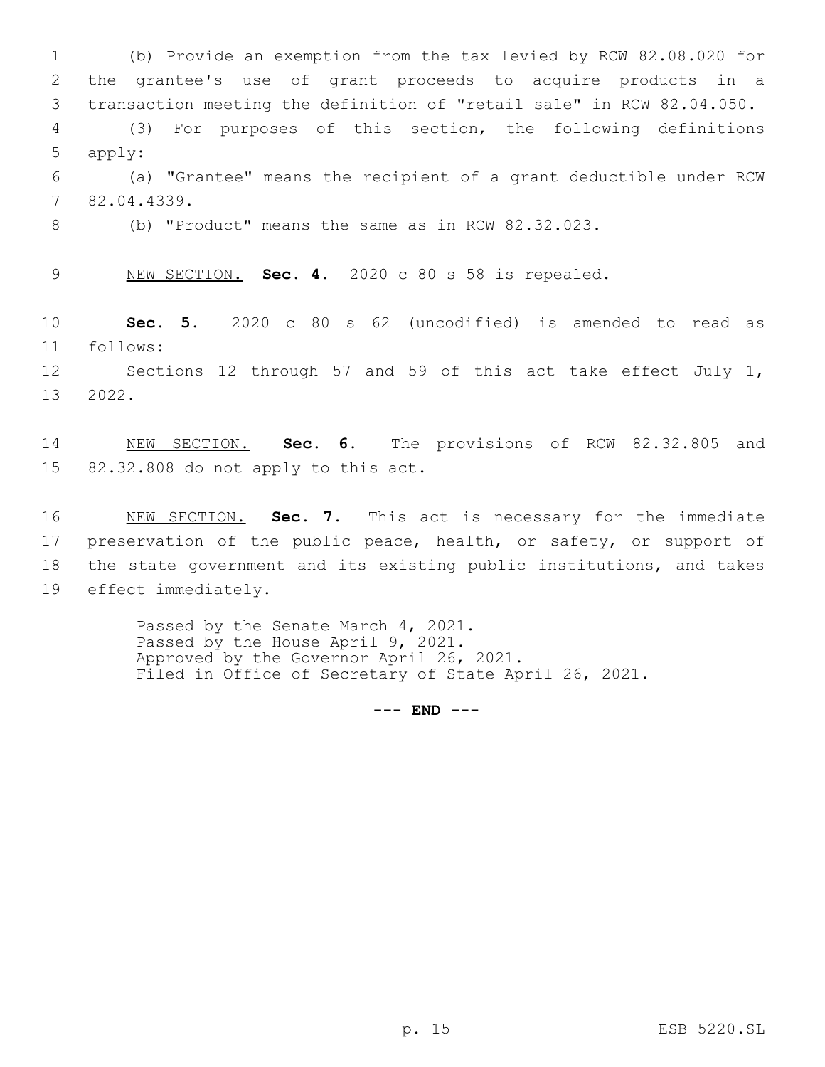(b) Provide an exemption from the tax levied by RCW 82.08.020 for the grantee's use of grant proceeds to acquire products in a transaction meeting the definition of "retail sale" in RCW 82.04.050.

(3) For purposes of this section, the following definitions apply:

(a) "Grantee" means the recipient of a grant deductible under RCW 82.04.4339.

(b) "Product" means the same as in RCW 82.32.023.

NEW SECTION. **Sec. 4.** 2020 c 80 s 58 is repealed.

**Sec. 5.** 2020 c 80 s 62 (uncodified) is amended to read as follows:

Sections 12 through 57 and 59 of this act take effect July 1, 2022.

NEW SECTION. **Sec. 6.** The provisions of RCW 82.32.805 and 82.32.808 do not apply to this act.

NEW SECTION. **Sec. 7.** This act is necessary for the immediate preservation of the public peace, health, or safety, or support of the state government and its existing public institutions, and takes effect immediately.

Passed by the Senate March 4, 2021.
Passed by the House April 9, 2021.
Approved by the Governor April 26, 2021.
Filed in Office of Secretary of State April 26, 2021.

**--- END ---**